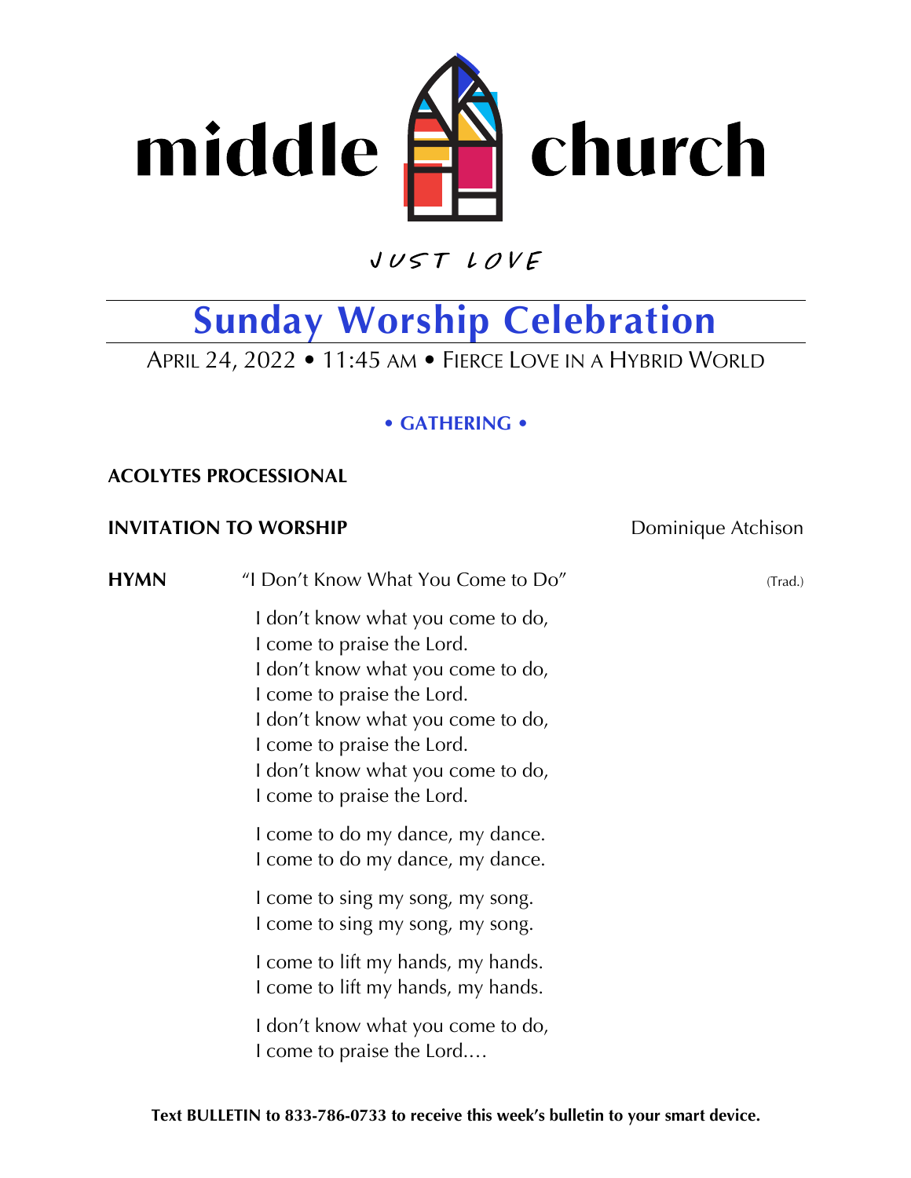# middle church

JUST LOVE

## Sunday Worship Celebration

APRIL 24, 2022 • 11:45 AM • FIERCE LOVE IN A HYBRID WORLD

### • GATHERING •

**ACOLYTES PROCESSIONAL**

**INVITATION TO WORSHIP** — Dominique Atchison

**HYMN** — "I Don't Know What You Come to Do" (Trad.)

I don't know what you come to do,
I come to praise the Lord.
I don't know what you come to do,
I come to praise the Lord.
I don't know what you come to do,
I come to praise the Lord.
I don't know what you come to do,
I come to praise the Lord.

I come to do my dance, my dance.
I come to do my dance, my dance.

I come to sing my song, my song.
I come to sing my song, my song.

I come to lift my hands, my hands.
I come to lift my hands, my hands.

I don't know what you come to do,
I come to praise the Lord.…

**Text BULLETIN to 833-786-0733 to receive this week's bulletin to your smart device.**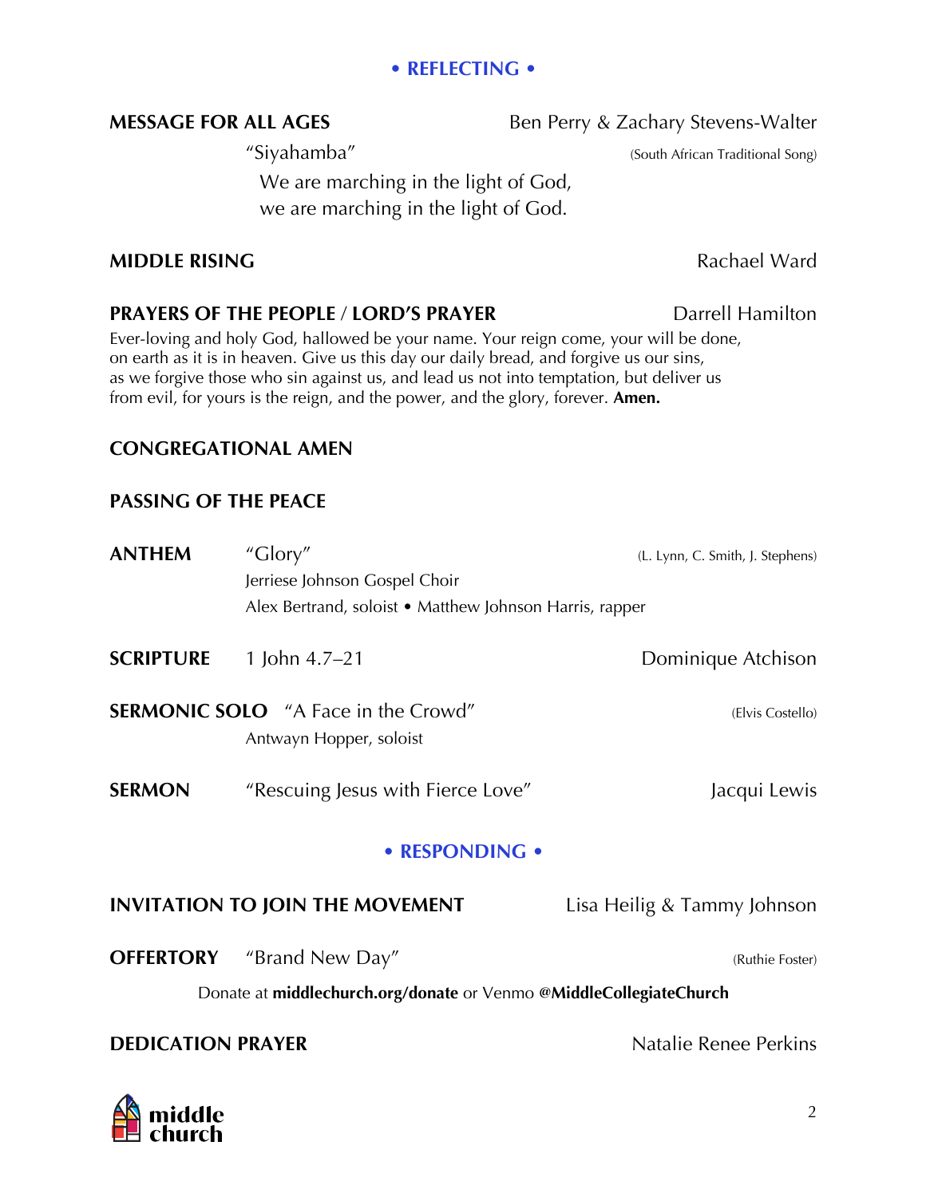## • REFLECTING •

**MESSAGE FOR ALL AGES** — Ben Perry & Zachary Stevens-Walter

"Siyahamba" (South African Traditional Song)

We are marching in the light of God,
we are marching in the light of God.

**MIDDLE RISING** — Rachael Ward

**PRAYERS OF THE PEOPLE / LORD'S PRAYER** — Darrell Hamilton

Ever-loving and holy God, hallowed be your name. Your reign come, your will be done, on earth as it is in heaven. Give us this day our daily bread, and forgive us our sins, as we forgive those who sin against us, and lead us not into temptation, but deliver us from evil, for yours is the reign, and the power, and the glory, forever. **Amen.**

**CONGREGATIONAL AMEN**

**PASSING OF THE PEACE**

**ANTHEM** "Glory" (L. Lynn, C. Smith, J. Stephens)
Jerriese Johnson Gospel Choir
Alex Bertrand, soloist • Matthew Johnson Harris, rapper

**SCRIPTURE** 1 John 4.7–21 — Dominique Atchison

**SERMONIC SOLO** "A Face in the Crowd" (Elvis Costello)
Antwayn Hopper, soloist

**SERMON** "Rescuing Jesus with Fierce Love" — Jacqui Lewis

## • RESPONDING •

**INVITATION TO JOIN THE MOVEMENT** — Lisa Heilig & Tammy Johnson

**OFFERTORY** "Brand New Day" (Ruthie Foster)

Donate at **middlechurch.org/donate** or Venmo **@MiddleCollegiateChurch**

**DEDICATION PRAYER** — Natalie Renee Perkins

middle church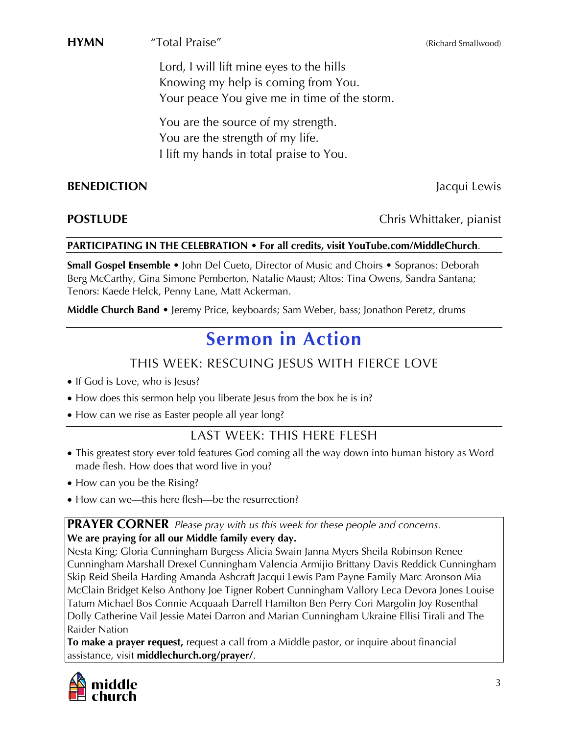**HYMN** “Total Praise” (Richard Smallwood)

Lord, I will lift mine eyes to the hills
Knowing my help is coming from You.
Your peace You give me in time of the storm.

You are the source of my strength.
You are the strength of my life.
I lift my hands in total praise to You.

**BENEDICTION** Jacqui Lewis

**POSTLUDE** Chris Whittaker, pianist

**PARTICIPATING IN THE CELEBRATION • For all credits, visit YouTube.com/MiddleChurch**.

**Small Gospel Ensemble** • John Del Cueto, Director of Music and Choirs • Sopranos: Deborah Berg McCarthy, Gina Simone Pemberton, Natalie Maust; Altos: Tina Owens, Sandra Santana; Tenors: Kaede Helck, Penny Lane, Matt Ackerman.

**Middle Church Band** • Jeremy Price, keyboards; Sam Weber, bass; Jonathon Peretz, drums

# Sermon in Action

## THIS WEEK: RESCUING JESUS WITH FIERCE LOVE

- If God is Love, who is Jesus?
- How does this sermon help you liberate Jesus from the box he is in?
- How can we rise as Easter people all year long?

## LAST WEEK: THIS HERE FLESH

- This greatest story ever told features God coming all the way down into human history as Word made flesh. How does that word live in you?
- How can you be the Rising?
- How can we—this here flesh—be the resurrection?

**PRAYER CORNER** *Please pray with us this week for these people and concerns.*
**We are praying for all our Middle family every day.**
Nesta King; Gloria Cunningham Burgess Alicia Swain Janna Myers Sheila Robinson Renee Cunningham Marshall Drexel Cunningham Valencia Armijio Brittany Davis Reddick Cunningham Skip Reid Sheila Harding Amanda Ashcraft Jacqui Lewis Pam Payne Family Marc Aronson Mia McClain Bridget Kelso Anthony Joe Tigner Robert Cunningham Vallory Leca Devora Jones Louise Tatum Michael Bos Connie Acquaah Darrell Hamilton Ben Perry Cori Margolin Joy Rosenthal Dolly Catherine Vail Jessie Matei Darron and Marian Cunningham Ukraine Ellisi Tirali and The Raider Nation
**To make a prayer request,** request a call from a Middle pastor, or inquire about financial assistance, visit **middlechurch.org/prayer/**.

middle church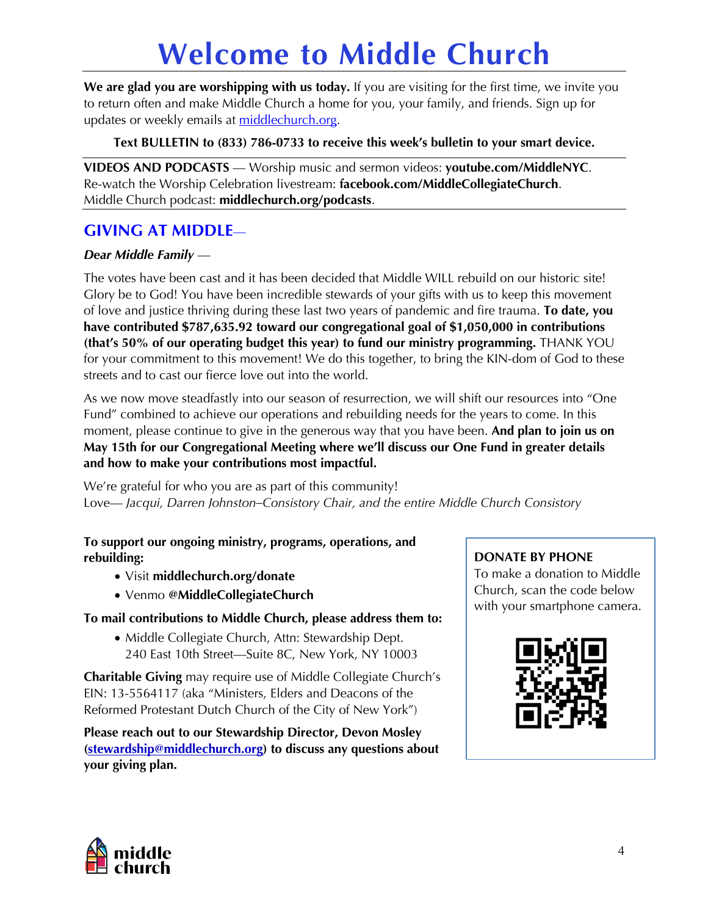# Welcome to Middle Church

**We are glad you are worshipping with us today.** If you are visiting for the first time, we invite you to return often and make Middle Church a home for you, your family, and friends. Sign up for updates or weekly emails at middlechurch.org.

**Text BULLETIN to (833) 786-0733 to receive this week's bulletin to your smart device.**

**VIDEOS AND PODCASTS** — Worship music and sermon videos: **youtube.com/MiddleNYC**.
Re-watch the Worship Celebration livestream: **facebook.com/MiddleCollegiateChurch**.
Middle Church podcast: **middlechurch.org/podcasts**.

## GIVING AT MIDDLE—

***Dear Middle Family*** —

The votes have been cast and it has been decided that Middle WILL rebuild on our historic site! Glory be to God! You have been incredible stewards of your gifts with us to keep this movement of love and justice thriving during these last two years of pandemic and fire trauma. **To date, you have contributed $787,635.92 toward our congregational goal of $1,050,000 in contributions (that's 50% of our operating budget this year) to fund our ministry programming.** THANK YOU for your commitment to this movement! We do this together, to bring the KIN-dom of God to these streets and to cast our fierce love out into the world.

As we now move steadfastly into our season of resurrection, we will shift our resources into "One Fund" combined to achieve our operations and rebuilding needs for the years to come. In this moment, please continue to give in the generous way that you have been. **And plan to join us on May 15th for our Congregational Meeting where we'll discuss our One Fund in greater details and how to make your contributions most impactful.**

We're grateful for who you are as part of this community!
Love— *Jacqui, Darren Johnston–Consistory Chair, and the entire Middle Church Consistory*

**To support our ongoing ministry, programs, operations, and rebuilding:**

- Visit **middlechurch.org/donate**
- Venmo **@MiddleCollegiateChurch**

**To mail contributions to Middle Church, please address them to:**

- Middle Collegiate Church, Attn: Stewardship Dept.
  240 East 10th Street—Suite 8C, New York, NY 10003

**Charitable Giving** may require use of Middle Collegiate Church's EIN: 13-5564117 (aka "Ministers, Elders and Deacons of the Reformed Protestant Dutch Church of the City of New York")

**Please reach out to our Stewardship Director, Devon Mosley (stewardship@middlechurch.org) to discuss any questions about your giving plan.**

**DONATE BY PHONE**
To make a donation to Middle Church, scan the code below with your smartphone camera.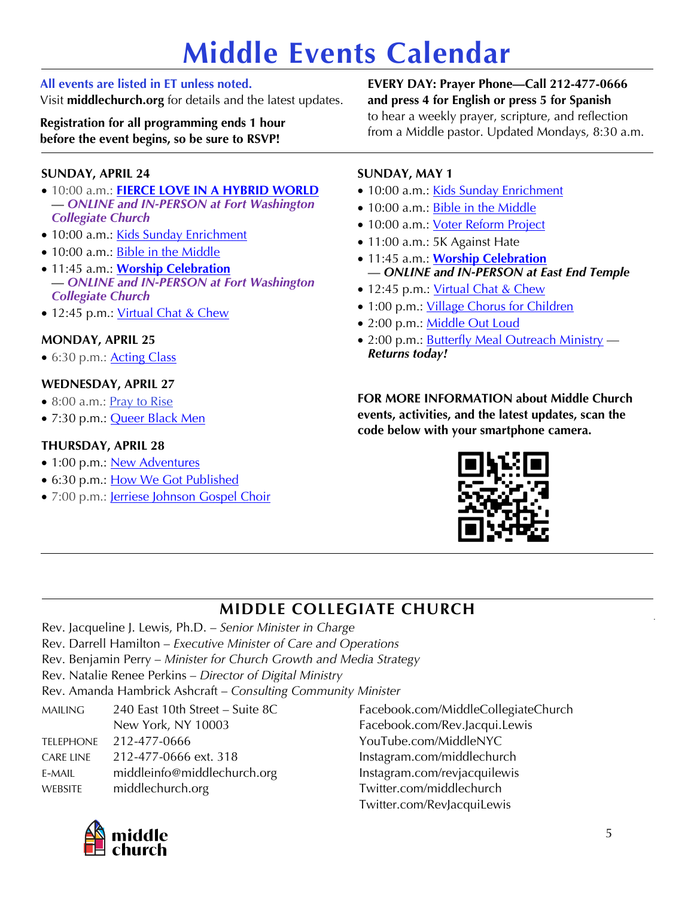# Middle Events Calendar

**All events are listed in ET unless noted.**
Visit **middlechurch.org** for details and the latest updates.

**Registration for all programming ends 1 hour before the event begins, so be sure to RSVP!**

**EVERY DAY: Prayer Phone—Call 212-477-0666 and press 4 for English or press 5 for Spanish** to hear a weekly prayer, scripture, and reflection from a Middle pastor. Updated Mondays, 8:30 a.m.

**SUNDAY, APRIL 24**

- 10:00 a.m.: **FIERCE LOVE IN A HYBRID WORLD** ***— ONLINE and IN-PERSON at Fort Washington Collegiate Church***
- 10:00 a.m.: Kids Sunday Enrichment
- 10:00 a.m.: Bible in the Middle
- 11:45 a.m.: **Worship Celebration** ***— ONLINE and IN-PERSON at Fort Washington Collegiate Church***
- 12:45 p.m.: Virtual Chat & Chew

**MONDAY, APRIL 25**

- 6:30 p.m.: Acting Class

**WEDNESDAY, APRIL 27**

- 8:00 a.m.: Pray to Rise
- 7:30 p.m.: Queer Black Men

**THURSDAY, APRIL 28**

- 1:00 p.m.: New Adventures
- 6:30 p.m.: How We Got Published
- 7:00 p.m.: Jerriese Johnson Gospel Choir

**SUNDAY, MAY 1**

- 10:00 a.m.: Kids Sunday Enrichment
- 10:00 a.m.: Bible in the Middle
- 10:00 a.m.: Voter Reform Project
- 11:00 a.m.: 5K Against Hate
- 11:45 a.m.: **Worship Celebration** ***— ONLINE and IN-PERSON at East End Temple***
- 12:45 p.m.: Virtual Chat & Chew
- 1:00 p.m.: Village Chorus for Children
- 2:00 p.m.: Middle Out Loud
- 2:00 p.m.: Butterfly Meal Outreach Ministry — ***Returns today!***

**FOR MORE INFORMATION about Middle Church events, activities, and the latest updates, scan the code below with your smartphone camera.**

## MIDDLE COLLEGIATE CHURCH

Rev. Jacqueline J. Lewis, Ph.D. – *Senior Minister in Charge*
Rev. Darrell Hamilton – *Executive Minister of Care and Operations*
Rev. Benjamin Perry – *Minister for Church Growth and Media Strategy*
Rev. Natalie Renee Perkins – *Director of Digital Ministry*
Rev. Amanda Hambrick Ashcraft – *Consulting Community Minister*

| | |
|---|---|
| MAILING | 240 East 10th Street – Suite 8C<br>New York, NY 10003 |
| TELEPHONE | 212-477-0666 |
| CARE LINE | 212-477-0666 ext. 318 |
| E-MAIL | middleinfo@middlechurch.org |
| WEBSITE | middlechurch.org |

Facebook.com/MiddleCollegiateChurch
Facebook.com/Rev.Jacqui.Lewis
YouTube.com/MiddleNYC
Instagram.com/middlechurch
Instagram.com/revjacquilewis
Twitter.com/middlechurch
Twitter.com/RevJacquiLewis

middle church